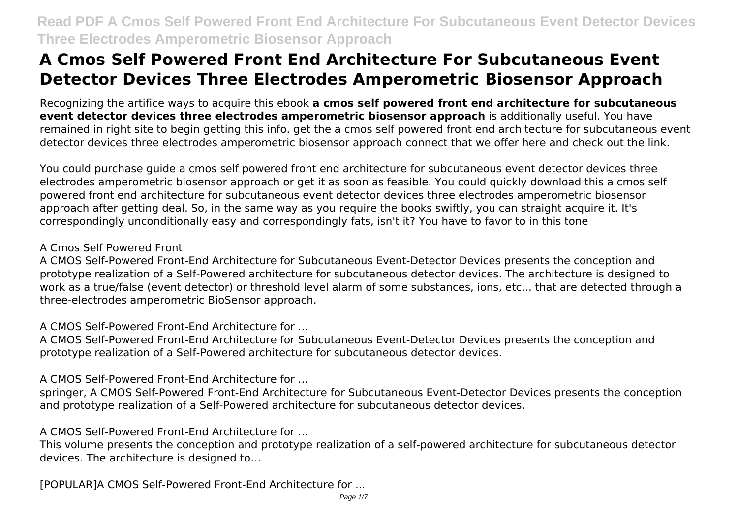# A Cmos Self Powered Front End Architecture For Subcutaneous Event Detector Devices Three Electrodes Amperometric Biosensor Approach

Recognizing the artifice ways to acquire this ebook **a cmos self powered front end architecture for subcutaneous event detector devices three electrodes amperometric biosensor approach** is additionally useful. You have remained in right site to begin getting this info. get the a cmos self powered front end architecture for subcutaneous event detector devices three electrodes amperometric biosensor approach connect that we offer here and check out the link.

You could purchase guide a cmos self powered front end architecture for subcutaneous event detector devices three electrodes amperometric biosensor approach or get it as soon as feasible. You could quickly download this a cmos self powered front end architecture for subcutaneous event detector devices three electrodes amperometric biosensor approach after getting deal. So, in the same way as you require the books swiftly, you can straight acquire it. It's correspondingly unconditionally easy and correspondingly fats, isn't it? You have to favor to in this tone

A Cmos Self Powered Front

A CMOS Self-Powered Front-End Architecture for Subcutaneous Event-Detector Devices presents the conception and prototype realization of a Self-Powered architecture for subcutaneous detector devices. The architecture is designed to work as a true/false (event detector) or threshold level alarm of some substances, ions, etc... that are detected through a three-electrodes amperometric BioSensor approach.

A CMOS Self-Powered Front-End Architecture for ...

A CMOS Self-Powered Front-End Architecture for Subcutaneous Event-Detector Devices presents the conception and prototype realization of a Self-Powered architecture for subcutaneous detector devices.

A CMOS Self-Powered Front-End Architecture for ...

springer, A CMOS Self-Powered Front-End Architecture for Subcutaneous Event-Detector Devices presents the conception and prototype realization of a Self-Powered architecture for subcutaneous detector devices.

A CMOS Self-Powered Front-End Architecture for ...

This volume presents the conception and prototype realization of a self-powered architecture for subcutaneous detector devices. The architecture is designed to…

[POPULAR]A CMOS Self-Powered Front-End Architecture for ...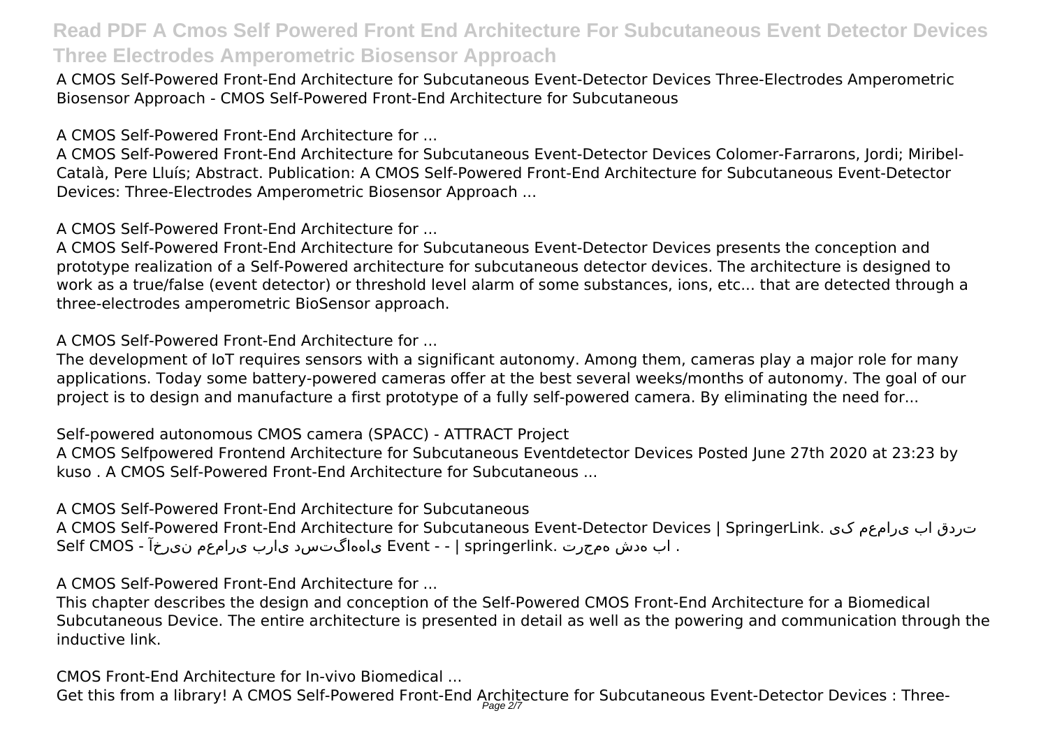A CMOS Self-Powered Front-End Architecture for Subcutaneous Event-Detector Devices Three-Electrodes Amperometric Biosensor Approach - CMOS Self-Powered Front-End Architecture for Subcutaneous

A CMOS Self-Powered Front-End Architecture for ...

A CMOS Self-Powered Front-End Architecture for Subcutaneous Event-Detector Devices Colomer-Farrarons, Jordi; Miribel-Català, Pere Lluís; Abstract. Publication: A CMOS Self-Powered Front-End Architecture for Subcutaneous Event-Detector Devices: Three-Electrodes Amperometric Biosensor Approach ...

A CMOS Self-Powered Front-End Architecture for ...

A CMOS Self-Powered Front-End Architecture for Subcutaneous Event-Detector Devices presents the conception and prototype realization of a Self-Powered architecture for subcutaneous detector devices. The architecture is designed to work as a true/false (event detector) or threshold level alarm of some substances, ions, etc... that are detected through a three-electrodes amperometric BioSensor approach.

A CMOS Self-Powered Front-End Architecture for ...

The development of IoT requires sensors with a significant autonomy. Among them, cameras play a major role for many applications. Today some battery-powered cameras offer at the best several weeks/months of autonomy. The goal of our project is to design and manufacture a first prototype of a fully self-powered camera. By eliminating the need for...

Self-powered autonomous CMOS camera (SPACC) - ATTRACT Project

A CMOS Selfpowered Frontend Architecture for Subcutaneous Eventdetector Devices Posted June 27th 2020 at 23:23 by kuso . A CMOS Self-Powered Front-End Architecture for Subcutaneous ...

A CMOS Self-Powered Front-End Architecture for Subcutaneous

A CMOS Self-Powered Front-End Architecture for Subcutaneous Event-Detector Devices | SpringerLink. یک معماری با قدرت Self CMOS - آخرین معماری برای دستگاههای Event - - | springerlink. ترجمه شده با .

A CMOS Self-Powered Front-End Architecture for ...

This chapter describes the design and conception of the Self-Powered CMOS Front-End Architecture for a Biomedical Subcutaneous Device. The entire architecture is presented in detail as well as the powering and communication through the inductive link.

CMOS Front-End Architecture for In-vivo Biomedical ...

Get this from a library! A CMOS Self-Powered Front-End Architecture for Subcutaneous Event-Detector Devices : Three-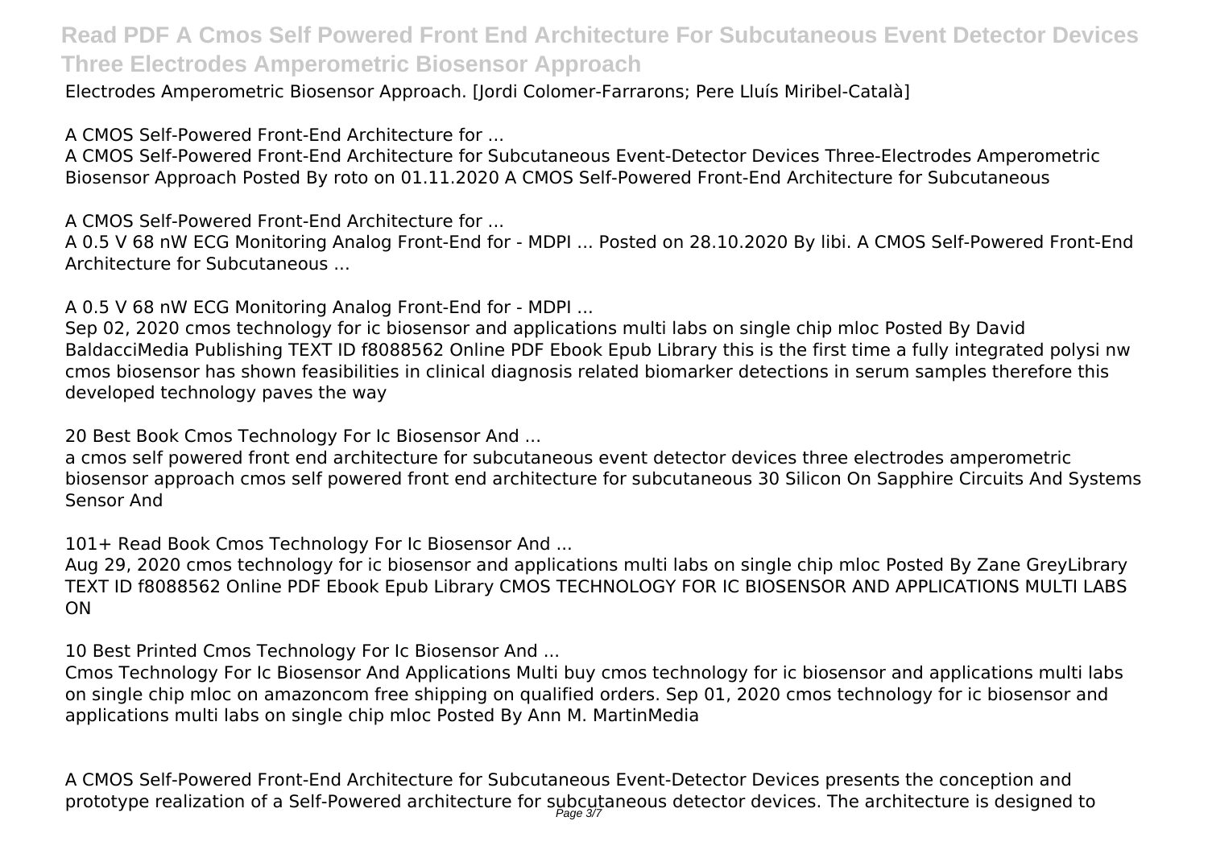Electrodes Amperometric Biosensor Approach. [Jordi Colomer-Farrarons; Pere Lluís Miribel-Català]

A CMOS Self-Powered Front-End Architecture for ...

A CMOS Self-Powered Front-End Architecture for Subcutaneous Event-Detector Devices Three-Electrodes Amperometric Biosensor Approach Posted By roto on 01.11.2020 A CMOS Self-Powered Front-End Architecture for Subcutaneous

A CMOS Self-Powered Front-End Architecture for ...

A 0.5 V 68 nW ECG Monitoring Analog Front-End for - MDPI ... Posted on 28.10.2020 By libi. A CMOS Self-Powered Front-End Architecture for Subcutaneous ...

A 0.5 V 68 nW ECG Monitoring Analog Front-End for - MDPI ...

Sep 02, 2020 cmos technology for ic biosensor and applications multi labs on single chip mloc Posted By David BaldacciMedia Publishing TEXT ID f8088562 Online PDF Ebook Epub Library this is the first time a fully integrated polysi nw cmos biosensor has shown feasibilities in clinical diagnosis related biomarker detections in serum samples therefore this developed technology paves the way

20 Best Book Cmos Technology For Ic Biosensor And ...

a cmos self powered front end architecture for subcutaneous event detector devices three electrodes amperometric biosensor approach cmos self powered front end architecture for subcutaneous 30 Silicon On Sapphire Circuits And Systems Sensor And

101+ Read Book Cmos Technology For Ic Biosensor And ...

Aug 29, 2020 cmos technology for ic biosensor and applications multi labs on single chip mloc Posted By Zane GreyLibrary TEXT ID f8088562 Online PDF Ebook Epub Library CMOS TECHNOLOGY FOR IC BIOSENSOR AND APPLICATIONS MULTI LABS ON

10 Best Printed Cmos Technology For Ic Biosensor And ...

Cmos Technology For Ic Biosensor And Applications Multi buy cmos technology for ic biosensor and applications multi labs on single chip mloc on amazoncom free shipping on qualified orders. Sep 01, 2020 cmos technology for ic biosensor and applications multi labs on single chip mloc Posted By Ann M. MartinMedia

A CMOS Self-Powered Front-End Architecture for Subcutaneous Event-Detector Devices presents the conception and prototype realization of a Self-Powered architecture for subcutaneous detector devices. The architecture is designed to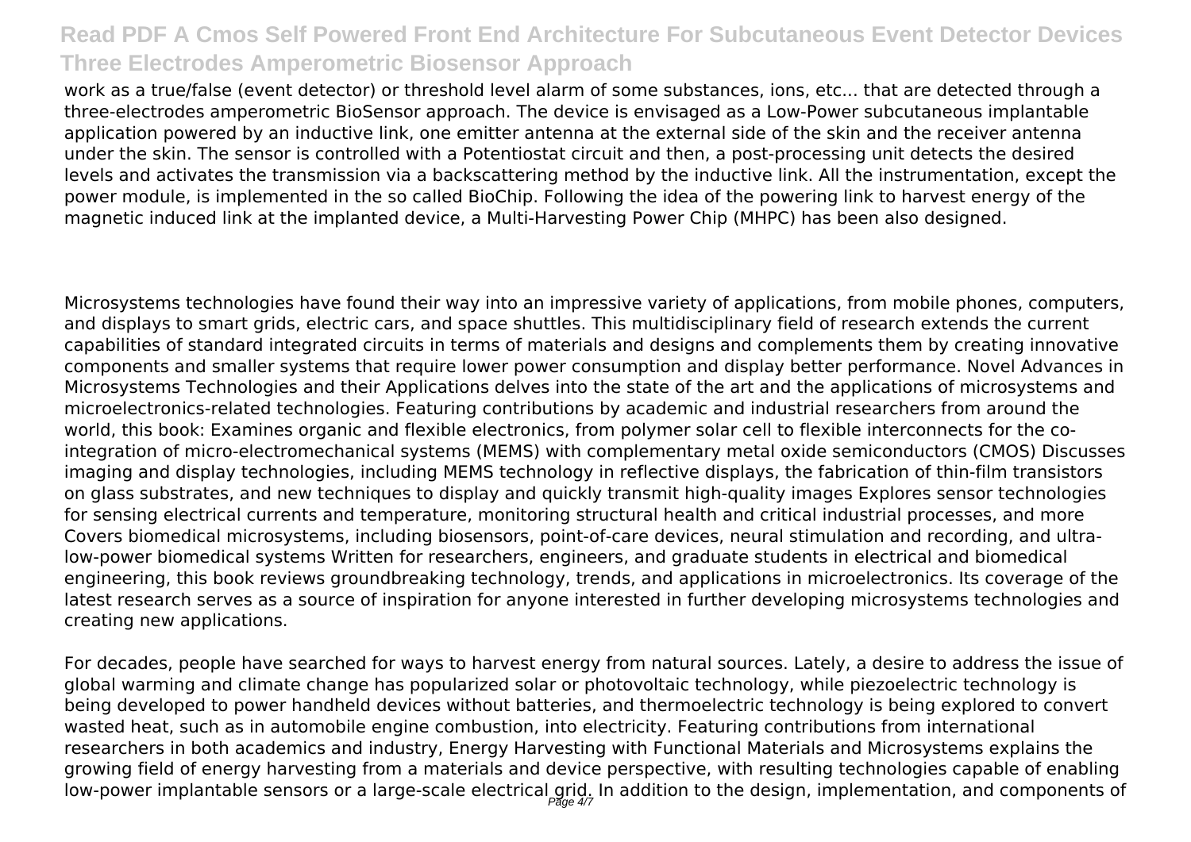work as a true/false (event detector) or threshold level alarm of some substances, ions, etc... that are detected through a three-electrodes amperometric BioSensor approach. The device is envisaged as a Low-Power subcutaneous implantable application powered by an inductive link, one emitter antenna at the external side of the skin and the receiver antenna under the skin. The sensor is controlled with a Potentiostat circuit and then, a post-processing unit detects the desired levels and activates the transmission via a backscattering method by the inductive link. All the instrumentation, except the power module, is implemented in the so called BioChip. Following the idea of the powering link to harvest energy of the magnetic induced link at the implanted device, a Multi-Harvesting Power Chip (MHPC) has been also designed.

Microsystems technologies have found their way into an impressive variety of applications, from mobile phones, computers, and displays to smart grids, electric cars, and space shuttles. This multidisciplinary field of research extends the current capabilities of standard integrated circuits in terms of materials and designs and complements them by creating innovative components and smaller systems that require lower power consumption and display better performance. Novel Advances in Microsystems Technologies and their Applications delves into the state of the art and the applications of microsystems and microelectronics-related technologies. Featuring contributions by academic and industrial researchers from around the world, this book: Examines organic and flexible electronics, from polymer solar cell to flexible interconnects for the co-integration of micro-electromechanical systems (MEMS) with complementary metal oxide semiconductors (CMOS) Discusses imaging and display technologies, including MEMS technology in reflective displays, the fabrication of thin-film transistors on glass substrates, and new techniques to display and quickly transmit high-quality images Explores sensor technologies for sensing electrical currents and temperature, monitoring structural health and critical industrial processes, and more Covers biomedical microsystems, including biosensors, point-of-care devices, neural stimulation and recording, and ultra-low-power biomedical systems Written for researchers, engineers, and graduate students in electrical and biomedical engineering, this book reviews groundbreaking technology, trends, and applications in microelectronics. Its coverage of the latest research serves as a source of inspiration for anyone interested in further developing microsystems technologies and creating new applications.

For decades, people have searched for ways to harvest energy from natural sources. Lately, a desire to address the issue of global warming and climate change has popularized solar or photovoltaic technology, while piezoelectric technology is being developed to power handheld devices without batteries, and thermoelectric technology is being explored to convert wasted heat, such as in automobile engine combustion, into electricity. Featuring contributions from international researchers in both academics and industry, Energy Harvesting with Functional Materials and Microsystems explains the growing field of energy harvesting from a materials and device perspective, with resulting technologies capable of enabling low-power implantable sensors or a large-scale electrical grid. In addition to the design, implementation, and components of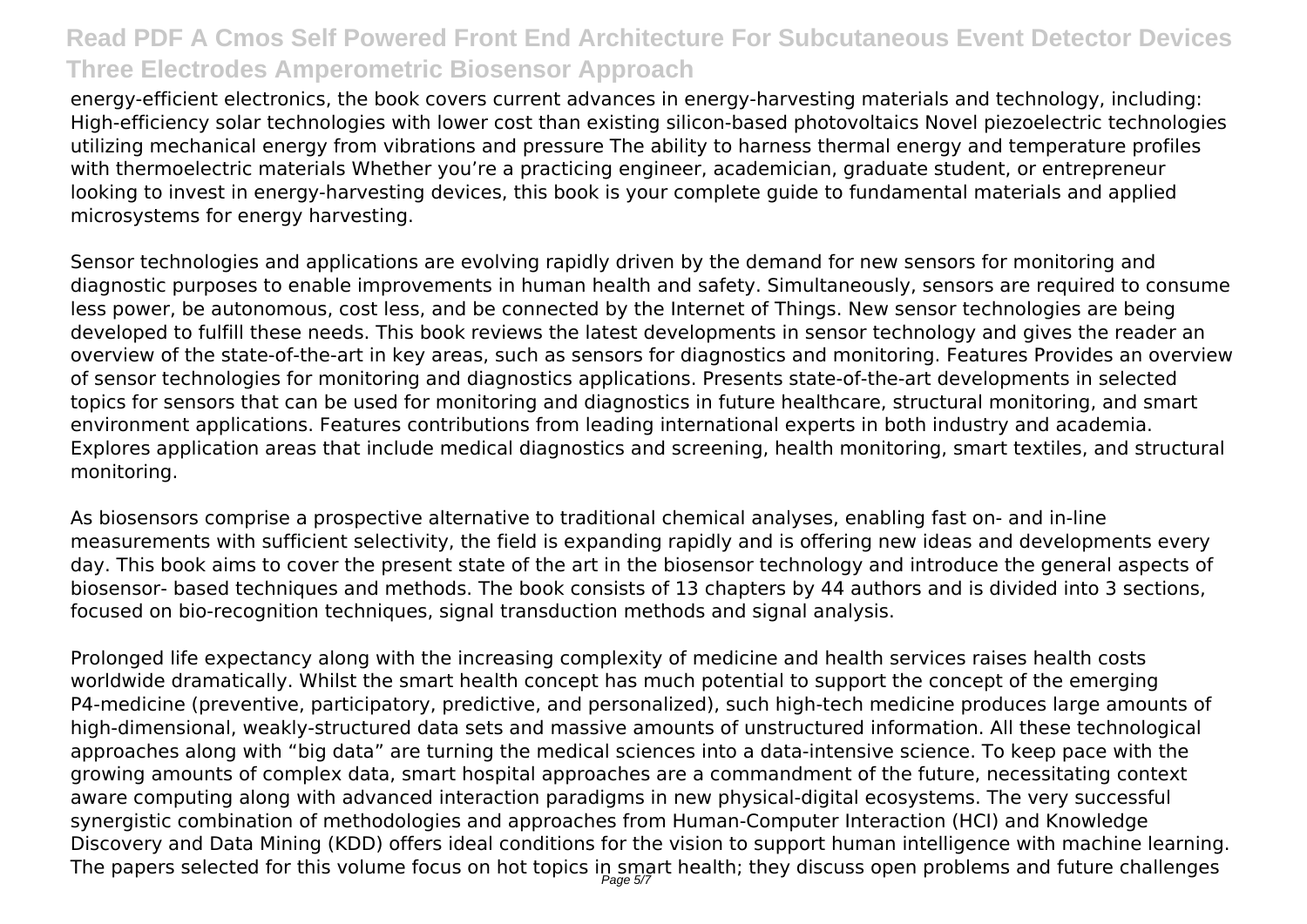energy-efficient electronics, the book covers current advances in energy-harvesting materials and technology, including: High-efficiency solar technologies with lower cost than existing silicon-based photovoltaics Novel piezoelectric technologies utilizing mechanical energy from vibrations and pressure The ability to harness thermal energy and temperature profiles with thermoelectric materials Whether you're a practicing engineer, academician, graduate student, or entrepreneur looking to invest in energy-harvesting devices, this book is your complete guide to fundamental materials and applied microsystems for energy harvesting.

Sensor technologies and applications are evolving rapidly driven by the demand for new sensors for monitoring and diagnostic purposes to enable improvements in human health and safety. Simultaneously, sensors are required to consume less power, be autonomous, cost less, and be connected by the Internet of Things. New sensor technologies are being developed to fulfill these needs. This book reviews the latest developments in sensor technology and gives the reader an overview of the state-of-the-art in key areas, such as sensors for diagnostics and monitoring. Features Provides an overview of sensor technologies for monitoring and diagnostics applications. Presents state-of-the-art developments in selected topics for sensors that can be used for monitoring and diagnostics in future healthcare, structural monitoring, and smart environment applications. Features contributions from leading international experts in both industry and academia. Explores application areas that include medical diagnostics and screening, health monitoring, smart textiles, and structural monitoring.

As biosensors comprise a prospective alternative to traditional chemical analyses, enabling fast on- and in-line measurements with sufficient selectivity, the field is expanding rapidly and is offering new ideas and developments every day. This book aims to cover the present state of the art in the biosensor technology and introduce the general aspects of biosensor- based techniques and methods. The book consists of 13 chapters by 44 authors and is divided into 3 sections, focused on bio-recognition techniques, signal transduction methods and signal analysis.

Prolonged life expectancy along with the increasing complexity of medicine and health services raises health costs worldwide dramatically. Whilst the smart health concept has much potential to support the concept of the emerging P4-medicine (preventive, participatory, predictive, and personalized), such high-tech medicine produces large amounts of high-dimensional, weakly-structured data sets and massive amounts of unstructured information. All these technological approaches along with "big data" are turning the medical sciences into a data-intensive science. To keep pace with the growing amounts of complex data, smart hospital approaches are a commandment of the future, necessitating context aware computing along with advanced interaction paradigms in new physical-digital ecosystems. The very successful synergistic combination of methodologies and approaches from Human-Computer Interaction (HCI) and Knowledge Discovery and Data Mining (KDD) offers ideal conditions for the vision to support human intelligence with machine learning. The papers selected for this volume focus on hot topics in smart health; they discuss open problems and future challenges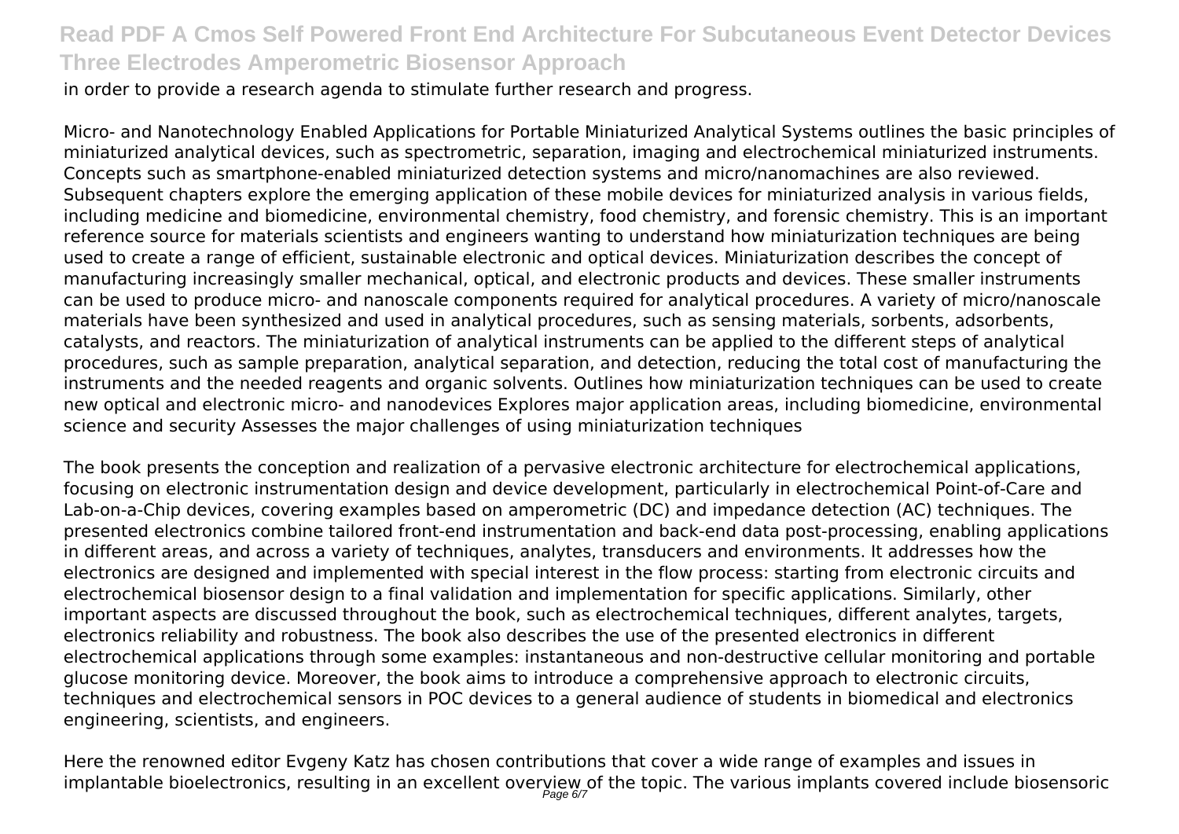in order to provide a research agenda to stimulate further research and progress.

Micro- and Nanotechnology Enabled Applications for Portable Miniaturized Analytical Systems outlines the basic principles of miniaturized analytical devices, such as spectrometric, separation, imaging and electrochemical miniaturized instruments. Concepts such as smartphone-enabled miniaturized detection systems and micro/nanomachines are also reviewed. Subsequent chapters explore the emerging application of these mobile devices for miniaturized analysis in various fields, including medicine and biomedicine, environmental chemistry, food chemistry, and forensic chemistry. This is an important reference source for materials scientists and engineers wanting to understand how miniaturization techniques are being used to create a range of efficient, sustainable electronic and optical devices. Miniaturization describes the concept of manufacturing increasingly smaller mechanical, optical, and electronic products and devices. These smaller instruments can be used to produce micro- and nanoscale components required for analytical procedures. A variety of micro/nanoscale materials have been synthesized and used in analytical procedures, such as sensing materials, sorbents, adsorbents, catalysts, and reactors. The miniaturization of analytical instruments can be applied to the different steps of analytical procedures, such as sample preparation, analytical separation, and detection, reducing the total cost of manufacturing the instruments and the needed reagents and organic solvents. Outlines how miniaturization techniques can be used to create new optical and electronic micro- and nanodevices Explores major application areas, including biomedicine, environmental science and security Assesses the major challenges of using miniaturization techniques

The book presents the conception and realization of a pervasive electronic architecture for electrochemical applications, focusing on electronic instrumentation design and device development, particularly in electrochemical Point-of-Care and Lab-on-a-Chip devices, covering examples based on amperometric (DC) and impedance detection (AC) techniques. The presented electronics combine tailored front-end instrumentation and back-end data post-processing, enabling applications in different areas, and across a variety of techniques, analytes, transducers and environments. It addresses how the electronics are designed and implemented with special interest in the flow process: starting from electronic circuits and electrochemical biosensor design to a final validation and implementation for specific applications. Similarly, other important aspects are discussed throughout the book, such as electrochemical techniques, different analytes, targets, electronics reliability and robustness. The book also describes the use of the presented electronics in different electrochemical applications through some examples: instantaneous and non-destructive cellular monitoring and portable glucose monitoring device. Moreover, the book aims to introduce a comprehensive approach to electronic circuits, techniques and electrochemical sensors in POC devices to a general audience of students in biomedical and electronics engineering, scientists, and engineers.

Here the renowned editor Evgeny Katz has chosen contributions that cover a wide range of examples and issues in implantable bioelectronics, resulting in an excellent overview of the topic. The various implants covered include biosensoric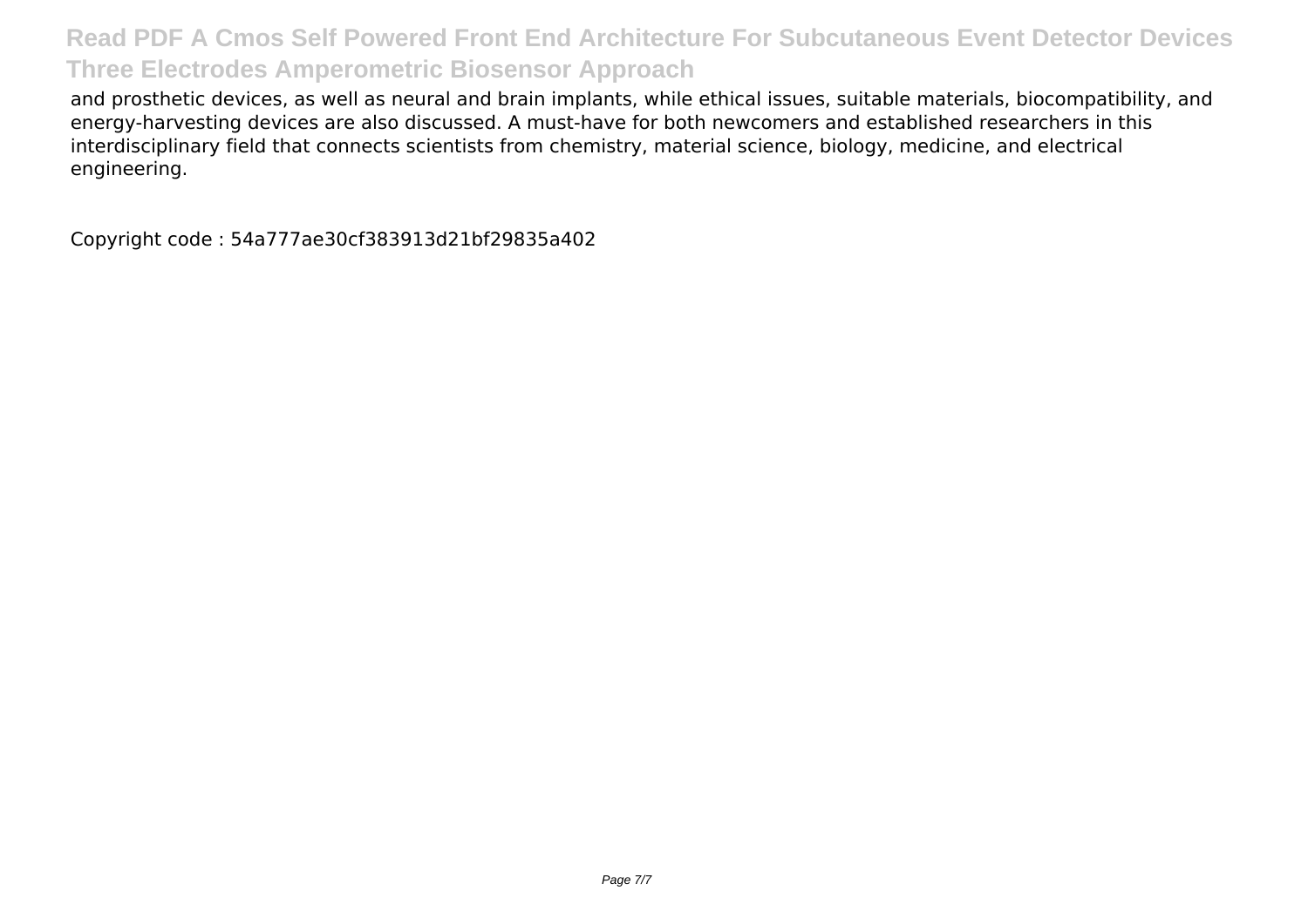and prosthetic devices, as well as neural and brain implants, while ethical issues, suitable materials, biocompatibility, and energy-harvesting devices are also discussed. A must-have for both newcomers and established researchers in this interdisciplinary field that connects scientists from chemistry, material science, biology, medicine, and electrical engineering.

Copyright code : 54a777ae30cf383913d21bf29835a402